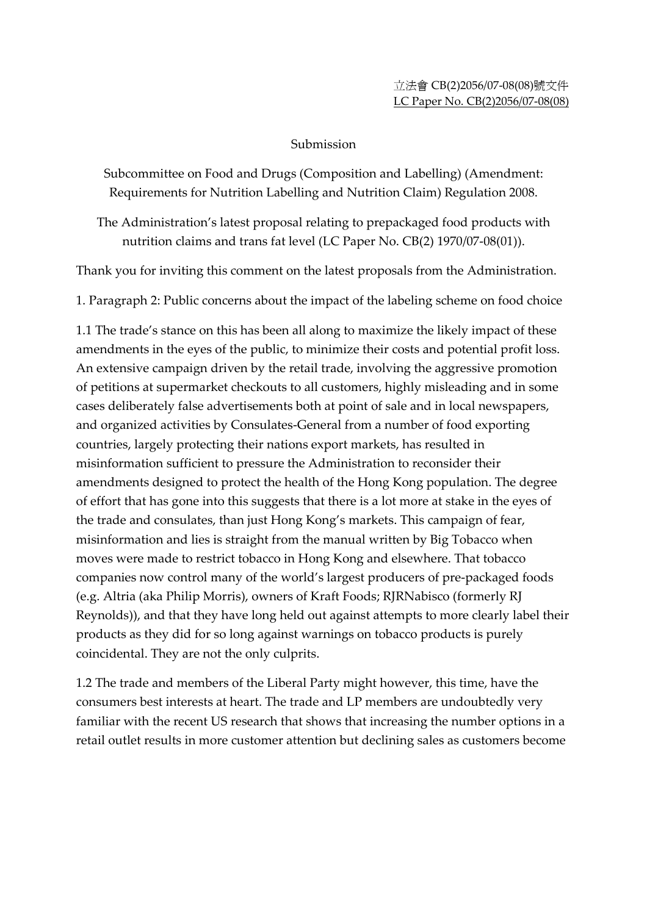立法會 CB(2)2056/07-08(08)號文件
LC Paper No. CB(2)2056/07-08(08)

Submission

Subcommittee on Food and Drugs (Composition and Labelling) (Amendment: Requirements for Nutrition Labelling and Nutrition Claim) Regulation 2008.

The Administration's latest proposal relating to prepackaged food products with nutrition claims and trans fat level (LC Paper No. CB(2) 1970/07-08(01)).

Thank you for inviting this comment on the latest proposals from the Administration.

1. Paragraph 2: Public concerns about the impact of the labeling scheme on food choice

1.1 The trade's stance on this has been all along to maximize the likely impact of these amendments in the eyes of the public, to minimize their costs and potential profit loss. An extensive campaign driven by the retail trade, involving the aggressive promotion of petitions at supermarket checkouts to all customers, highly misleading and in some cases deliberately false advertisements both at point of sale and in local newspapers, and organized activities by Consulates-General from a number of food exporting countries, largely protecting their nations export markets, has resulted in misinformation sufficient to pressure the Administration to reconsider their amendments designed to protect the health of the Hong Kong population. The degree of effort that has gone into this suggests that there is a lot more at stake in the eyes of the trade and consulates, than just Hong Kong's markets. This campaign of fear, misinformation and lies is straight from the manual written by Big Tobacco when moves were made to restrict tobacco in Hong Kong and elsewhere. That tobacco companies now control many of the world's largest producers of pre-packaged foods (e.g. Altria (aka Philip Morris), owners of Kraft Foods; RJRNabisco (formerly RJ Reynolds)), and that they have long held out against attempts to more clearly label their products as they did for so long against warnings on tobacco products is purely coincidental. They are not the only culprits.

1.2 The trade and members of the Liberal Party might however, this time, have the consumers best interests at heart. The trade and LP members are undoubtedly very familiar with the recent US research that shows that increasing the number options in a retail outlet results in more customer attention but declining sales as customers become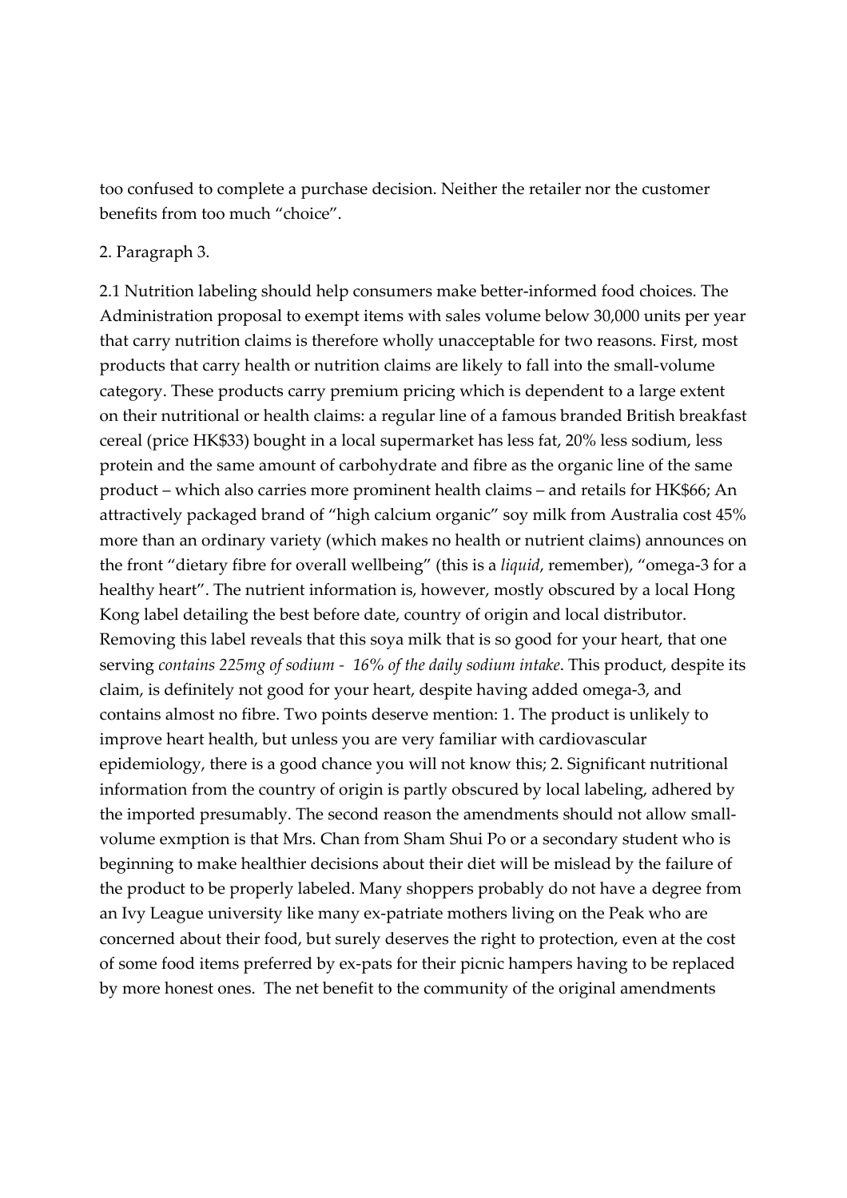too confused to complete a purchase decision. Neither the retailer nor the customer benefits from too much "choice".

2. Paragraph 3.

2.1 Nutrition labeling should help consumers make better-informed food choices. The Administration proposal to exempt items with sales volume below 30,000 units per year that carry nutrition claims is therefore wholly unacceptable for two reasons. First, most products that carry health or nutrition claims are likely to fall into the small-volume category. These products carry premium pricing which is dependent to a large extent on their nutritional or health claims: a regular line of a famous branded British breakfast cereal (price HK$33) bought in a local supermarket has less fat, 20% less sodium, less protein and the same amount of carbohydrate and fibre as the organic line of the same product – which also carries more prominent health claims – and retails for HK$66; An attractively packaged brand of "high calcium organic" soy milk from Australia cost 45% more than an ordinary variety (which makes no health or nutrient claims) announces on the front "dietary fibre for overall wellbeing" (this is a *liquid*, remember), "omega-3 for a healthy heart". The nutrient information is, however, mostly obscured by a local Hong Kong label detailing the best before date, country of origin and local distributor. Removing this label reveals that this soya milk that is so good for your heart, that one serving *contains 225mg of sodium - 16% of the daily sodium intake*. This product, despite its claim, is definitely not good for your heart, despite having added omega-3, and contains almost no fibre. Two points deserve mention: 1. The product is unlikely to improve heart health, but unless you are very familiar with cardiovascular epidemiology, there is a good chance you will not know this; 2. Significant nutritional information from the country of origin is partly obscured by local labeling, adhered by the imported presumably. The second reason the amendments should not allow small-volume exmption is that Mrs. Chan from Sham Shui Po or a secondary student who is beginning to make healthier decisions about their diet will be mislead by the failure of the product to be properly labeled. Many shoppers probably do not have a degree from an Ivy League university like many ex-patriate mothers living on the Peak who are concerned about their food, but surely deserves the right to protection, even at the cost of some food items preferred by ex-pats for their picnic hampers having to be replaced by more honest ones. The net benefit to the community of the original amendments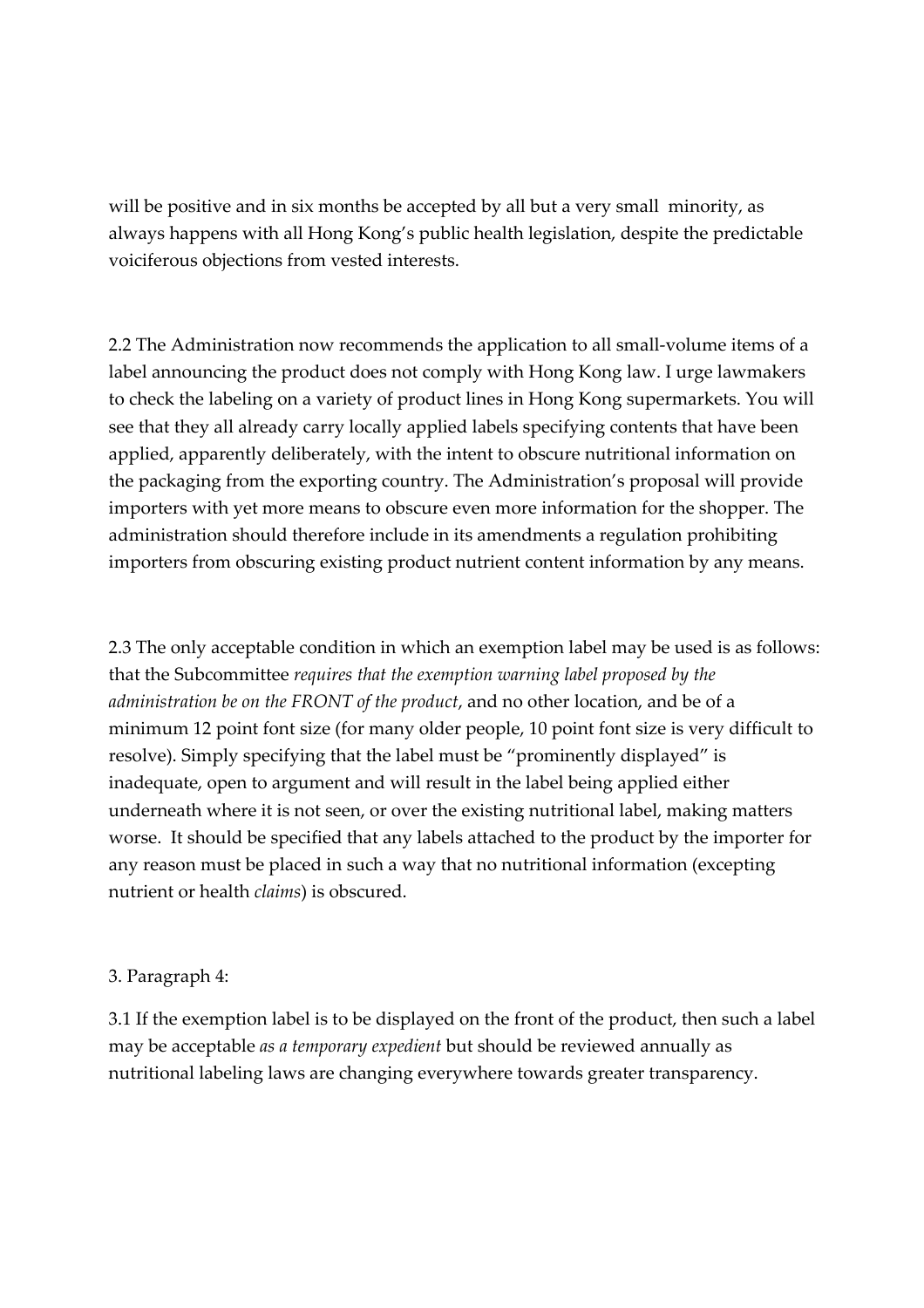will be positive and in six months be accepted by all but a very small minority, as always happens with all Hong Kong's public health legislation, despite the predictable voiciferous objections from vested interests.

2.2 The Administration now recommends the application to all small-volume items of a label announcing the product does not comply with Hong Kong law. I urge lawmakers to check the labeling on a variety of product lines in Hong Kong supermarkets. You will see that they all already carry locally applied labels specifying contents that have been applied, apparently deliberately, with the intent to obscure nutritional information on the packaging from the exporting country. The Administration's proposal will provide importers with yet more means to obscure even more information for the shopper. The administration should therefore include in its amendments a regulation prohibiting importers from obscuring existing product nutrient content information by any means.

2.3 The only acceptable condition in which an exemption label may be used is as follows: that the Subcommittee *requires that the exemption warning label proposed by the administration be on the FRONT of the product*, and no other location, and be of a minimum 12 point font size (for many older people, 10 point font size is very difficult to resolve). Simply specifying that the label must be "prominently displayed" is inadequate, open to argument and will result in the label being applied either underneath where it is not seen, or over the existing nutritional label, making matters worse. It should be specified that any labels attached to the product by the importer for any reason must be placed in such a way that no nutritional information (excepting nutrient or health *claims*) is obscured.

3. Paragraph 4:

3.1 If the exemption label is to be displayed on the front of the product, then such a label may be acceptable *as a temporary expedient* but should be reviewed annually as nutritional labeling laws are changing everywhere towards greater transparency.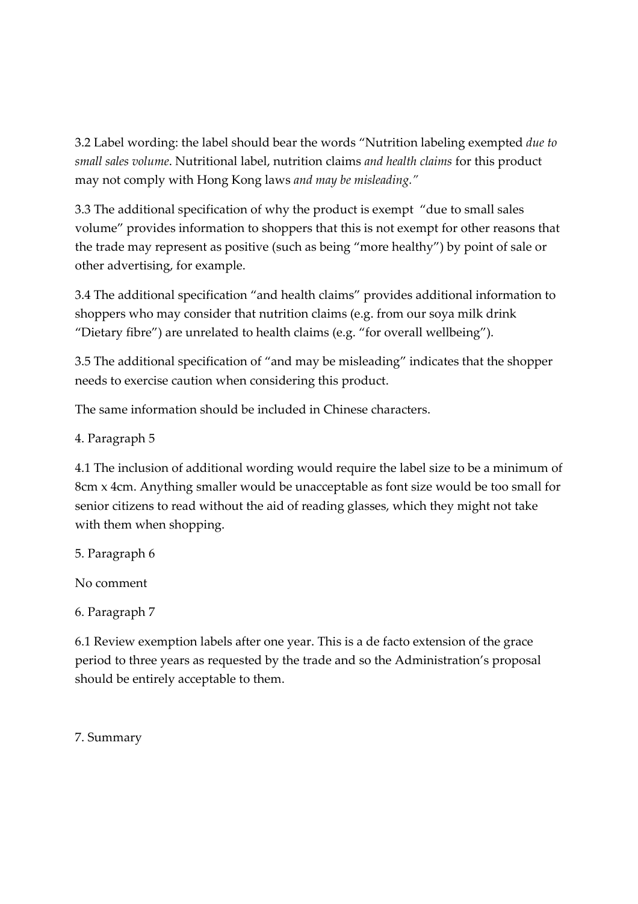3.2 Label wording: the label should bear the words "Nutrition labeling exempted *due to small sales volume*. Nutritional label, nutrition claims *and health claims* for this product may not comply with Hong Kong laws *and may be misleading."*

3.3 The additional specification of why the product is exempt "due to small sales volume" provides information to shoppers that this is not exempt for other reasons that the trade may represent as positive (such as being "more healthy") by point of sale or other advertising, for example.

3.4 The additional specification "and health claims" provides additional information to shoppers who may consider that nutrition claims (e.g. from our soya milk drink "Dietary fibre") are unrelated to health claims (e.g. "for overall wellbeing").

3.5 The additional specification of "and may be misleading" indicates that the shopper needs to exercise caution when considering this product.

The same information should be included in Chinese characters.

4. Paragraph 5

4.1 The inclusion of additional wording would require the label size to be a minimum of 8cm x 4cm. Anything smaller would be unacceptable as font size would be too small for senior citizens to read without the aid of reading glasses, which they might not take with them when shopping.

5. Paragraph 6

No comment

6. Paragraph 7

6.1 Review exemption labels after one year. This is a de facto extension of the grace period to three years as requested by the trade and so the Administration's proposal should be entirely acceptable to them.

7. Summary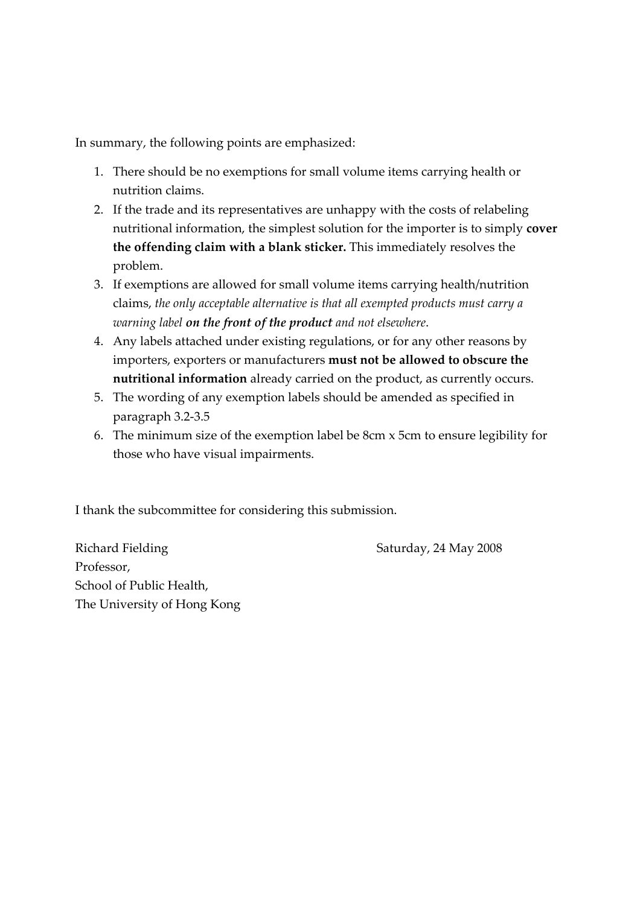In summary, the following points are emphasized:

1. There should be no exemptions for small volume items carrying health or nutrition claims.
2. If the trade and its representatives are unhappy with the costs of relabeling nutritional information, the simplest solution for the importer is to simply **cover the offending claim with a blank sticker.** This immediately resolves the problem.
3. If exemptions are allowed for small volume items carrying health/nutrition claims, *the only acceptable alternative is that all exempted products must carry a warning label* ***on the front of the product*** *and not elsewhere*.
4. Any labels attached under existing regulations, or for any other reasons by importers, exporters or manufacturers **must not be allowed to obscure the nutritional information** already carried on the product, as currently occurs.
5. The wording of any exemption labels should be amended as specified in paragraph 3.2-3.5
6. The minimum size of the exemption label be 8cm x 5cm to ensure legibility for those who have visual impairments.

I thank the subcommittee for considering this submission.

Richard Fielding
Professor,
School of Public Health,
The University of Hong Kong

Saturday, 24 May 2008